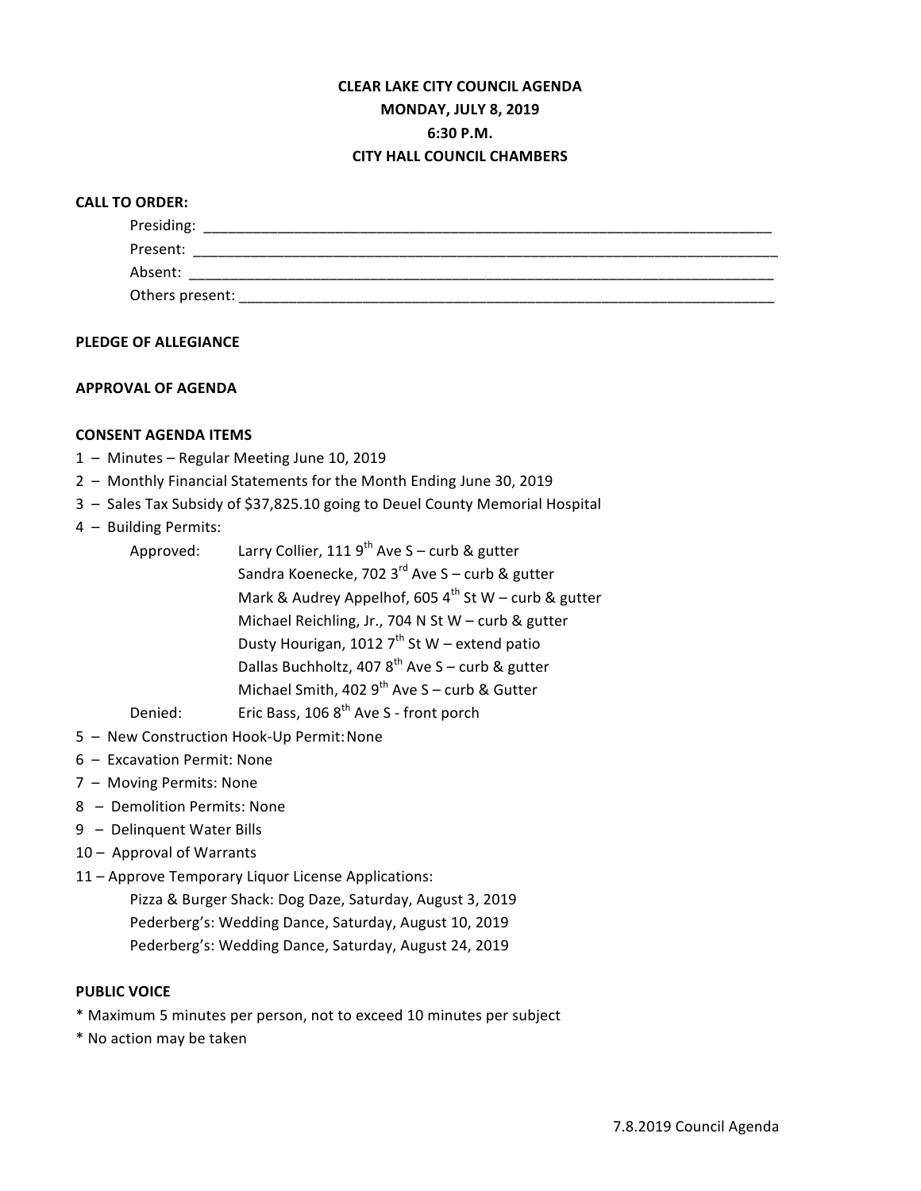**CLEAR LAKE CITY COUNCIL AGENDA**
**MONDAY, JULY 8, 2019**
**6:30 P.M.**
**CITY HALL COUNCIL CHAMBERS**

**CALL TO ORDER:**

Presiding: ___________________________________________

Present: ___________________________________________

Absent: ___________________________________________

Others present: ___________________________________________

**PLEDGE OF ALLEGIANCE**

**APPROVAL OF AGENDA**

**CONSENT AGENDA ITEMS**

1 – Minutes – Regular Meeting June 10, 2019
2 – Monthly Financial Statements for the Month Ending June 30, 2019
3 – Sales Tax Subsidy of $37,825.10 going to Deuel County Memorial Hospital
4 – Building Permits:

Approved:
- Larry Collier, 111 9th Ave S – curb & gutter
- Sandra Koenecke, 702 3rd Ave S – curb & gutter
- Mark & Audrey Appelhof, 605 4th St W – curb & gutter
- Michael Reichling, Jr., 704 N St W – curb & gutter
- Dusty Hourigan, 1012 7th St W – extend patio
- Dallas Buchholtz, 407 8th Ave S – curb & gutter
- Michael Smith, 402 9th Ave S – curb & Gutter

Denied:
- Eric Bass, 106 8th Ave S - front porch

5 – New Construction Hook-Up Permit: None
6 – Excavation Permit: None
7 – Moving Permits: None
8 – Demolition Permits: None
9 – Delinquent Water Bills
10 – Approval of Warrants
11 – Approve Temporary Liquor License Applications:

Pizza & Burger Shack: Dog Daze, Saturday, August 3, 2019
Pederberg's: Wedding Dance, Saturday, August 10, 2019
Pederberg's: Wedding Dance, Saturday, August 24, 2019

**PUBLIC VOICE**

* Maximum 5 minutes per person, not to exceed 10 minutes per subject
* No action may be taken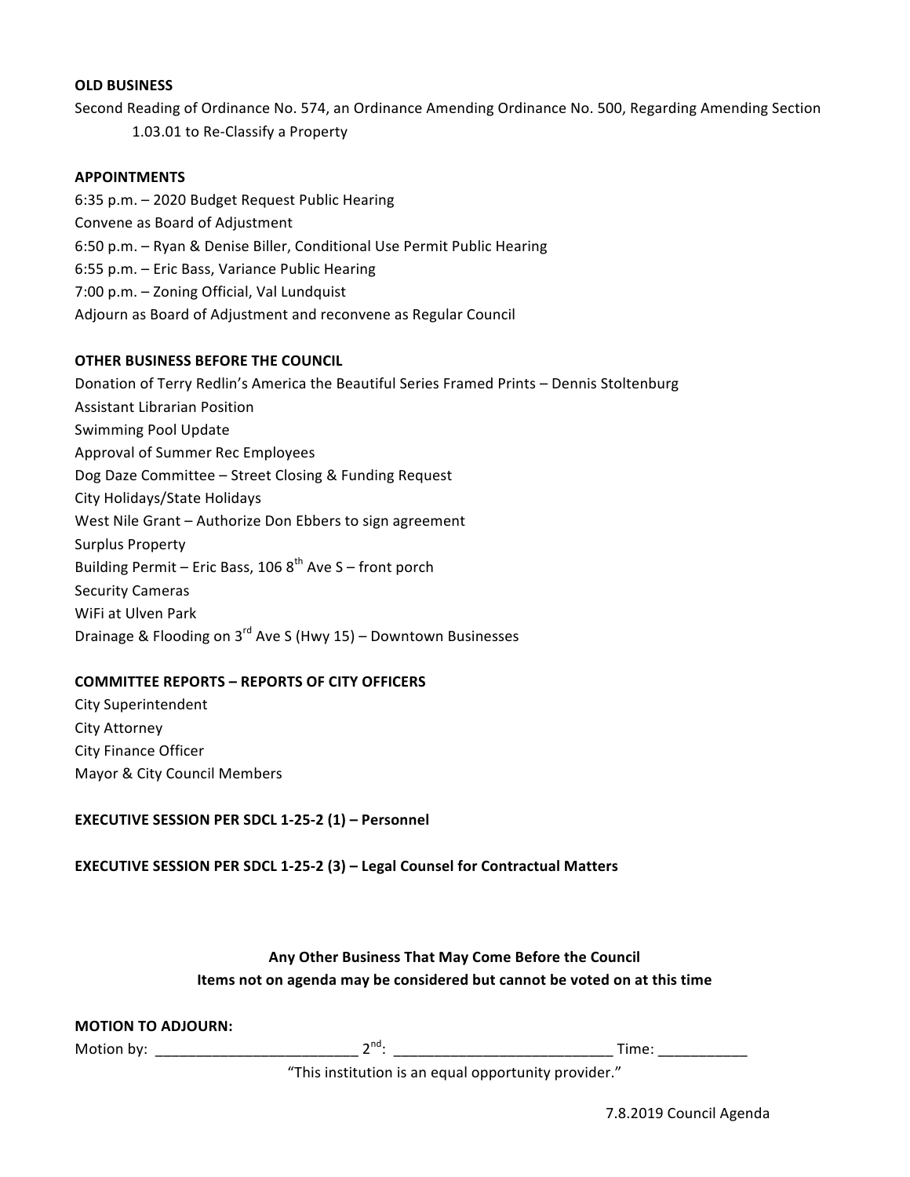**OLD BUSINESS**

Second Reading of Ordinance No. 574, an Ordinance Amending Ordinance No. 500, Regarding Amending Section 1.03.01 to Re-Classify a Property

**APPOINTMENTS**

6:35 p.m. – 2020 Budget Request Public Hearing
Convene as Board of Adjustment
6:50 p.m. – Ryan & Denise Biller, Conditional Use Permit Public Hearing
6:55 p.m. – Eric Bass, Variance Public Hearing
7:00 p.m. – Zoning Official, Val Lundquist
Adjourn as Board of Adjustment and reconvene as Regular Council

**OTHER BUSINESS BEFORE THE COUNCIL**

Donation of Terry Redlin's America the Beautiful Series Framed Prints – Dennis Stoltenburg
Assistant Librarian Position
Swimming Pool Update
Approval of Summer Rec Employees
Dog Daze Committee – Street Closing & Funding Request
City Holidays/State Holidays
West Nile Grant – Authorize Don Ebbers to sign agreement
Surplus Property
Building Permit – Eric Bass, 106 8th Ave S – front porch
Security Cameras
WiFi at Ulven Park
Drainage & Flooding on 3rd Ave S (Hwy 15) – Downtown Businesses

**COMMITTEE REPORTS – REPORTS OF CITY OFFICERS**

City Superintendent
City Attorney
City Finance Officer
Mayor & City Council Members

**EXECUTIVE SESSION PER SDCL 1-25-2 (1) – Personnel**

**EXECUTIVE SESSION PER SDCL 1-25-2 (3) – Legal Counsel for Contractual Matters**

**Any Other Business That May Come Before the Council**
**Items not on agenda may be considered but cannot be voted on at this time**

**MOTION TO ADJOURN:**

Motion by: _________________________ 2nd: ___________________________ Time: ___________

"This institution is an equal opportunity provider."

7.8.2019 Council Agenda